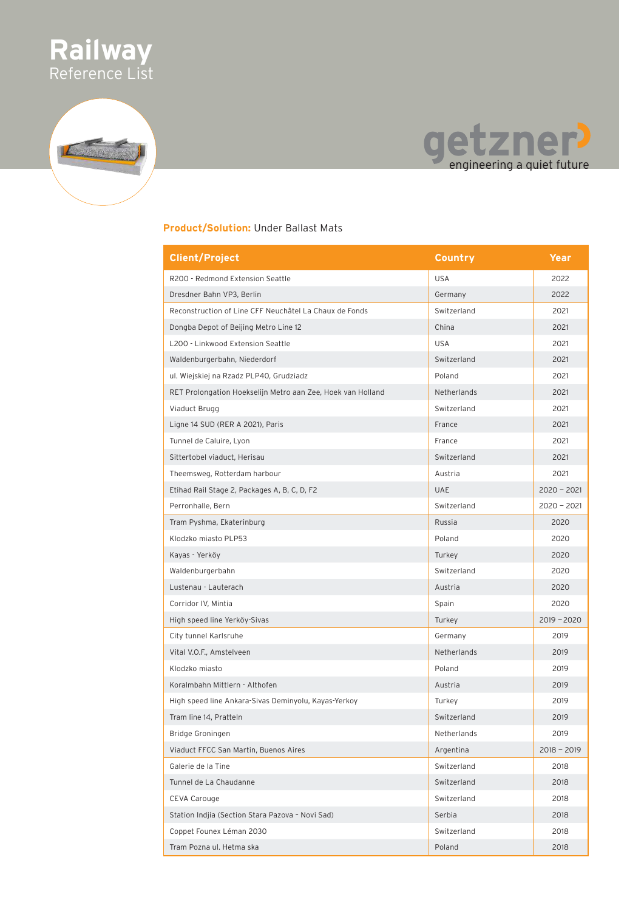# Railway
Reference List

getzner
engineering a quiet future

**Product/Solution:** Under Ballast Mats

| Client/Project | Country | Year |
|---|---|---|
| R200 - Redmond Extension Seattle | USA | 2022 |
| Dresdner Bahn VP3, Berlin | Germany | 2022 |
| Reconstruction of Line CFF Neuchâtel La Chaux de Fonds | Switzerland | 2021 |
| Dongba Depot of Beijing Metro Line 12 | China | 2021 |
| L200 - Linkwood Extension Seattle | USA | 2021 |
| Waldenburgerbahn, Niederdorf | Switzerland | 2021 |
| ul. Wiejskiej na Rzadz PLP40, Grudziadz | Poland | 2021 |
| RET Prolongation Hoekselijn Metro aan Zee, Hoek van Holland | Netherlands | 2021 |
| Viaduct Brugg | Switzerland | 2021 |
| Ligne 14 SUD (RER A 2021), Paris | France | 2021 |
| Tunnel de Caluire, Lyon | France | 2021 |
| Sittertobel viaduct, Herisau | Switzerland | 2021 |
| Theemsweg, Rotterdam harbour | Austria | 2021 |
| Etihad Rail Stage 2, Packages A, B, C, D, F2 | UAE | 2020 – 2021 |
| Perronhalle, Bern | Switzerland | 2020 – 2021 |
| Tram Pyshma, Ekaterinburg | Russia | 2020 |
| Klodzko miasto PLP53 | Poland | 2020 |
| Kayas - Yerköy | Turkey | 2020 |
| Waldenburgerbahn | Switzerland | 2020 |
| Lustenau - Lauterach | Austria | 2020 |
| Corridor IV, Mintia | Spain | 2020 |
| High speed line Yerköy-Sivas | Turkey | 2019 – 2020 |
| City tunnel Karlsruhe | Germany | 2019 |
| Vital V.O.F., Amstelveen | Netherlands | 2019 |
| Klodzko miasto | Poland | 2019 |
| Koralmbahn Mittlern - Althofen | Austria | 2019 |
| High speed line Ankara-Sivas Deminyolu, Kayas-Yerkoy | Turkey | 2019 |
| Tram line 14, Pratteln | Switzerland | 2019 |
| Bridge Groningen | Netherlands | 2019 |
| Viaduct FFCC San Martin, Buenos Aires | Argentina | 2018 – 2019 |
| Galerie de la Tine | Switzerland | 2018 |
| Tunnel de La Chaudanne | Switzerland | 2018 |
| CEVA Carouge | Switzerland | 2018 |
| Station Indjia (Section Stara Pazova - Novi Sad) | Serbia | 2018 |
| Coppet Founex Léman 2030 | Switzerland | 2018 |
| Tram Pozna ul. Hetma ska | Poland | 2018 |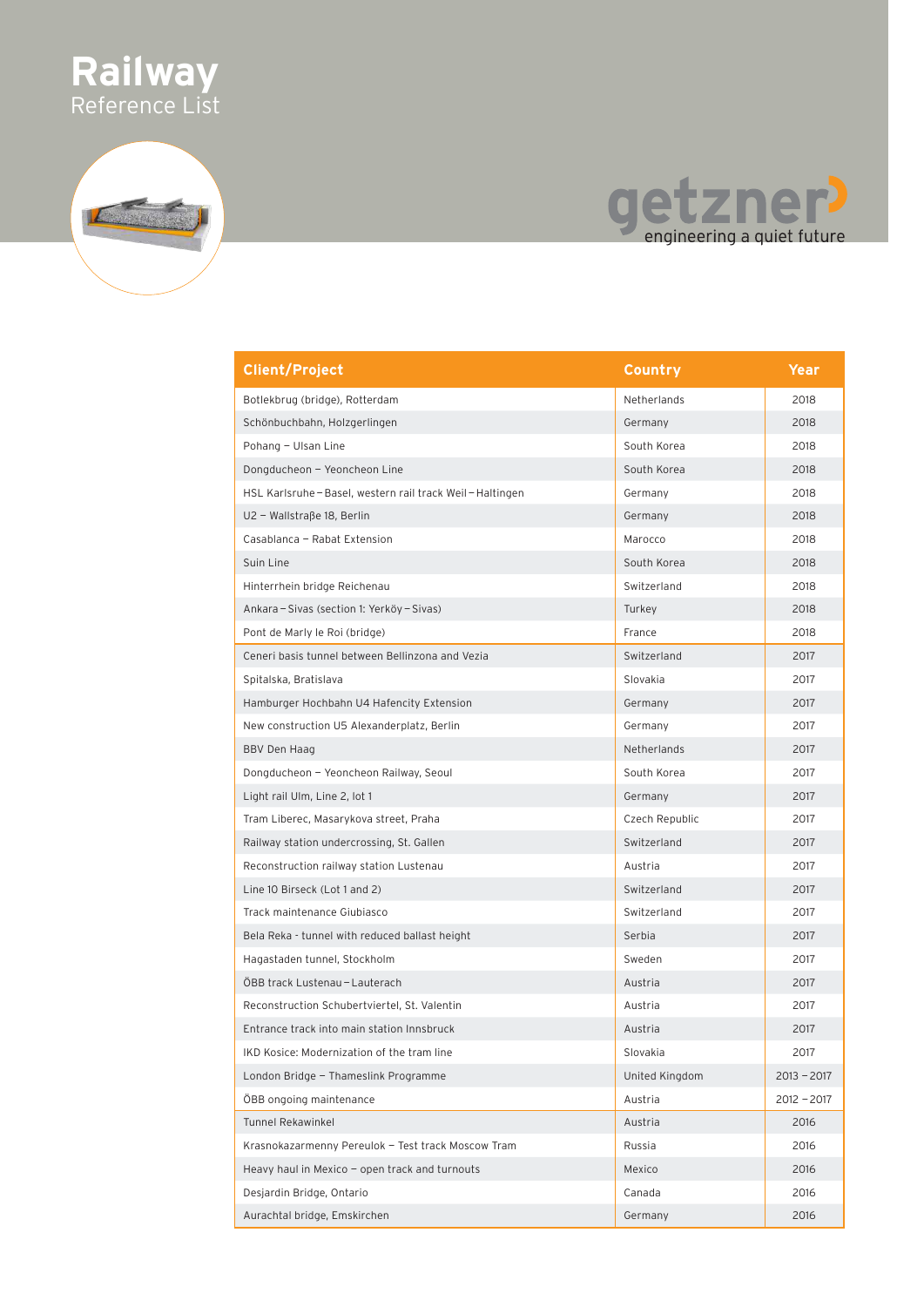# Railway
Reference List

getzner
engineering a quiet future

| Client/Project | Country | Year |
|---|---|---|
| Botlekbrug (bridge), Rotterdam | Netherlands | 2018 |
| Schönbuchbahn, Holzgerlingen | Germany | 2018 |
| Pohang – Ulsan Line | South Korea | 2018 |
| Dongducheon – Yeoncheon Line | South Korea | 2018 |
| HSL Karlsruhe – Basel, western rail track Weil – Haltingen | Germany | 2018 |
| U2 – Wallstraβe 18, Berlin | Germany | 2018 |
| Casablanca – Rabat Extension | Marocco | 2018 |
| Suin Line | South Korea | 2018 |
| Hinterrhein bridge Reichenau | Switzerland | 2018 |
| Ankara – Sivas (section 1: Yerköy – Sivas) | Turkey | 2018 |
| Pont de Marly le Roi (bridge) | France | 2018 |
| Ceneri basis tunnel between Bellinzona and Vezia | Switzerland | 2017 |
| Spitalska, Bratislava | Slovakia | 2017 |
| Hamburger Hochbahn U4 Hafencity Extension | Germany | 2017 |
| New construction U5 Alexanderplatz, Berlin | Germany | 2017 |
| BBV Den Haag | Netherlands | 2017 |
| Dongducheon – Yeoncheon Railway, Seoul | South Korea | 2017 |
| Light rail Ulm, Line 2, lot 1 | Germany | 2017 |
| Tram Liberec, Masarykova street, Praha | Czech Republic | 2017 |
| Railway station undercrossing, St. Gallen | Switzerland | 2017 |
| Reconstruction railway station Lustenau | Austria | 2017 |
| Line 10 Birseck (Lot 1 and 2) | Switzerland | 2017 |
| Track maintenance Giubiasco | Switzerland | 2017 |
| Bela Reka - tunnel with reduced ballast height | Serbia | 2017 |
| Hagastaden tunnel, Stockholm | Sweden | 2017 |
| ÖBB track Lustenau – Lauterach | Austria | 2017 |
| Reconstruction Schubertviertel, St. Valentin | Austria | 2017 |
| Entrance track into main station Innsbruck | Austria | 2017 |
| IKD Kosice: Modernization of the tram line | Slovakia | 2017 |
| London Bridge – Thameslink Programme | United Kingdom | 2013 – 2017 |
| ÖBB ongoing maintenance | Austria | 2012 – 2017 |
| Tunnel Rekawinkel | Austria | 2016 |
| Krasnokazarmenny Pereulok – Test track Moscow Tram | Russia | 2016 |
| Heavy haul in Mexico – open track and turnouts | Mexico | 2016 |
| Desjardin Bridge, Ontario | Canada | 2016 |
| Aurachtal bridge, Emskirchen | Germany | 2016 |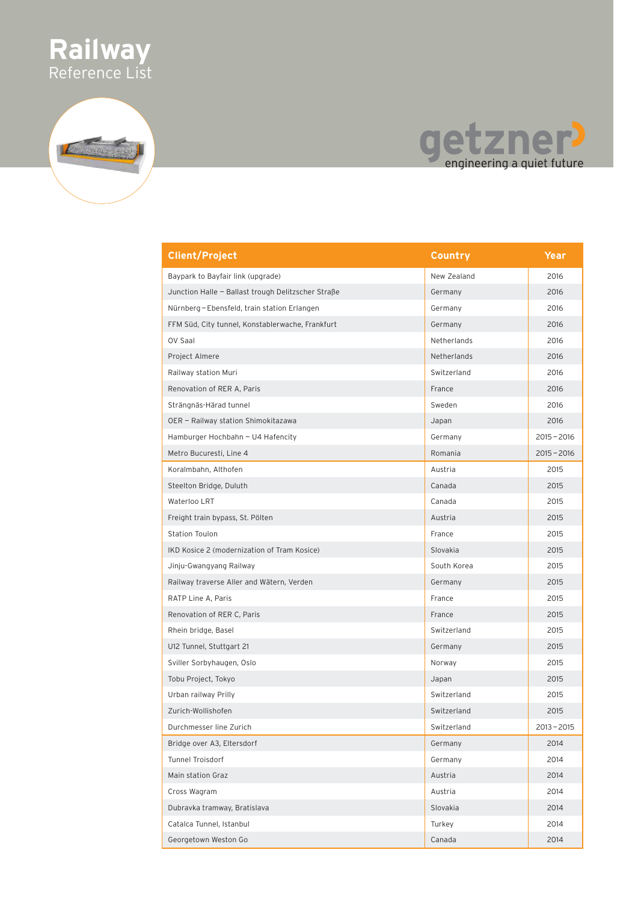# Railway
Reference List

getzner
engineering a quiet future

| Client/Project | Country | Year |
|---|---|---|
| Baypark to Bayfair link (upgrade) | New Zealand | 2016 |
| Junction Halle – Ballast trough Delitzscher Straße | Germany | 2016 |
| Nürnberg – Ebensfeld, train station Erlangen | Germany | 2016 |
| FFM Süd, City tunnel, Konstablerwache, Frankfurt | Germany | 2016 |
| OV Saal | Netherlands | 2016 |
| Project Almere | Netherlands | 2016 |
| Railway station Muri | Switzerland | 2016 |
| Renovation of RER A, Paris | France | 2016 |
| Strängnäs-Härad tunnel | Sweden | 2016 |
| OER – Railway station Shimokitazawa | Japan | 2016 |
| Hamburger Hochbahn – U4 Hafencity | Germany | 2015 – 2016 |
| Metro Bucuresti, Line 4 | Romania | 2015 – 2016 |
| Koralmbahn, Althofen | Austria | 2015 |
| Steelton Bridge, Duluth | Canada | 2015 |
| Waterloo LRT | Canada | 2015 |
| Freight train bypass, St. Pölten | Austria | 2015 |
| Station Toulon | France | 2015 |
| IKD Kosice 2 (modernization of Tram Kosice) | Slovakia | 2015 |
| Jinju-Gwangyang Railway | South Korea | 2015 |
| Railway traverse Aller and Wätern, Verden | Germany | 2015 |
| RATP Line A, Paris | France | 2015 |
| Renovation of RER C, Paris | France | 2015 |
| Rhein bridge, Basel | Switzerland | 2015 |
| U12 Tunnel, Stuttgart 21 | Germany | 2015 |
| Sviller Sorbyhaugen, Oslo | Norway | 2015 |
| Tobu Project, Tokyo | Japan | 2015 |
| Urban railway Prilly | Switzerland | 2015 |
| Zurich-Wollishofen | Switzerland | 2015 |
| Durchmesser line Zurich | Switzerland | 2013 – 2015 |
| Bridge over A3, Eltersdorf | Germany | 2014 |
| Tunnel Troisdorf | Germany | 2014 |
| Main station Graz | Austria | 2014 |
| Cross Wagram | Austria | 2014 |
| Dubravka tramway, Bratislava | Slovakia | 2014 |
| Catalca Tunnel, Istanbul | Turkey | 2014 |
| Georgetown Weston Go | Canada | 2014 |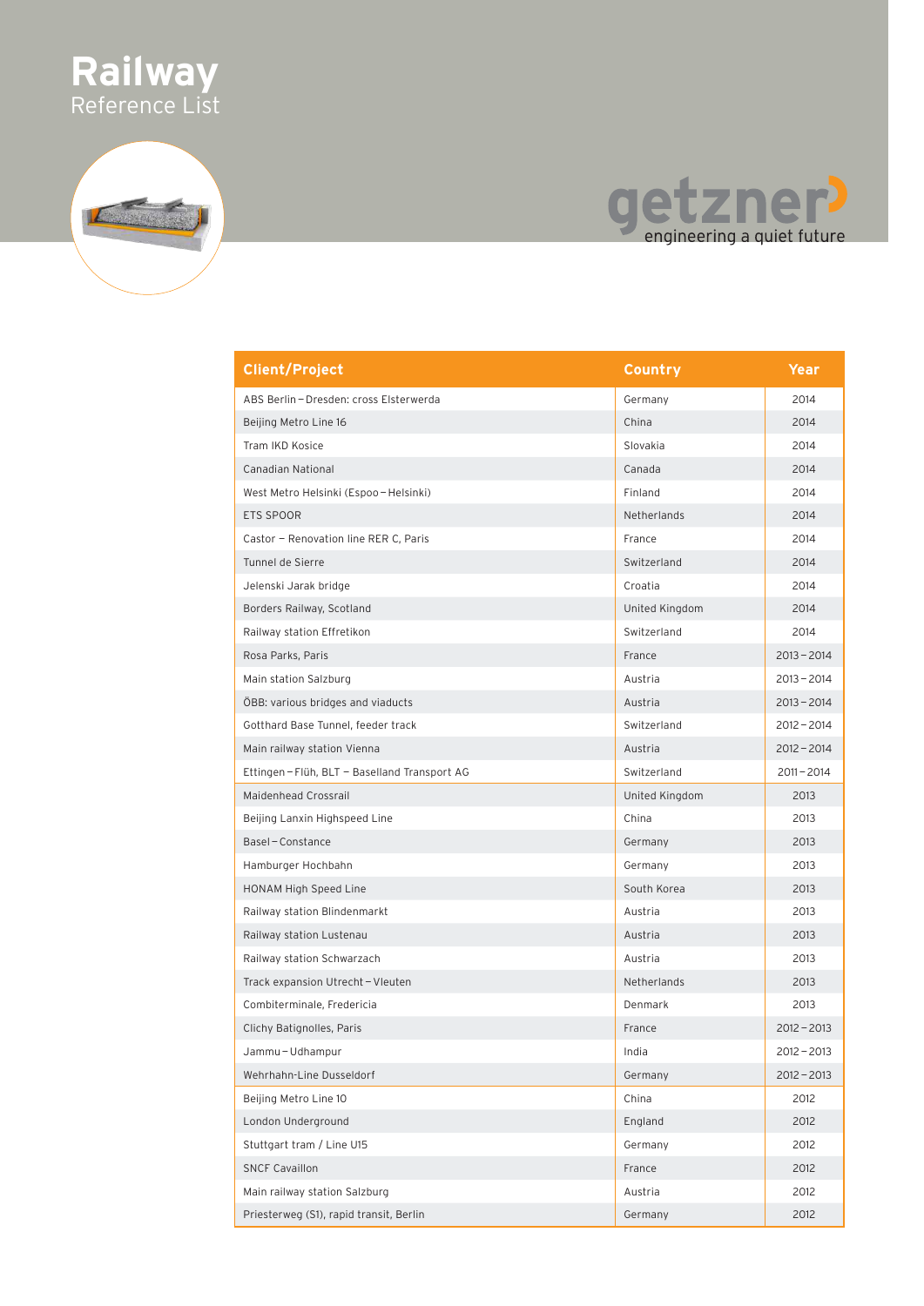# Railway
Reference List

getzner
engineering a quiet future

| Client/Project | Country | Year |
|---|---|---|
| ABS Berlin – Dresden: cross Elsterwerda | Germany | 2014 |
| Beijing Metro Line 16 | China | 2014 |
| Tram IKD Kosice | Slovakia | 2014 |
| Canadian National | Canada | 2014 |
| West Metro Helsinki (Espoo – Helsinki) | Finland | 2014 |
| ETS SPOOR | Netherlands | 2014 |
| Castor – Renovation line RER C, Paris | France | 2014 |
| Tunnel de Sierre | Switzerland | 2014 |
| Jelenski Jarak bridge | Croatia | 2014 |
| Borders Railway, Scotland | United Kingdom | 2014 |
| Railway station Effretikon | Switzerland | 2014 |
| Rosa Parks, Paris | France | 2013 – 2014 |
| Main station Salzburg | Austria | 2013 – 2014 |
| ÖBB: various bridges and viaducts | Austria | 2013 – 2014 |
| Gotthard Base Tunnel, feeder track | Switzerland | 2012 – 2014 |
| Main railway station Vienna | Austria | 2012 – 2014 |
| Ettingen – Flüh, BLT – Baselland Transport AG | Switzerland | 2011 – 2014 |
| Maidenhead Crossrail | United Kingdom | 2013 |
| Beijing Lanxin Highspeed Line | China | 2013 |
| Basel – Constance | Germany | 2013 |
| Hamburger Hochbahn | Germany | 2013 |
| HONAM High Speed Line | South Korea | 2013 |
| Railway station Blindenmarkt | Austria | 2013 |
| Railway station Lustenau | Austria | 2013 |
| Railway station Schwarzach | Austria | 2013 |
| Track expansion Utrecht – Vleuten | Netherlands | 2013 |
| Combiterminale, Fredericia | Denmark | 2013 |
| Clichy Batignolles, Paris | France | 2012 – 2013 |
| Jammu – Udhampur | India | 2012 – 2013 |
| Wehrhahn-Line Dusseldorf | Germany | 2012 – 2013 |
| Beijing Metro Line 10 | China | 2012 |
| London Underground | England | 2012 |
| Stuttgart tram / Line U15 | Germany | 2012 |
| SNCF Cavaillon | France | 2012 |
| Main railway station Salzburg | Austria | 2012 |
| Priesterweg (S1), rapid transit, Berlin | Germany | 2012 |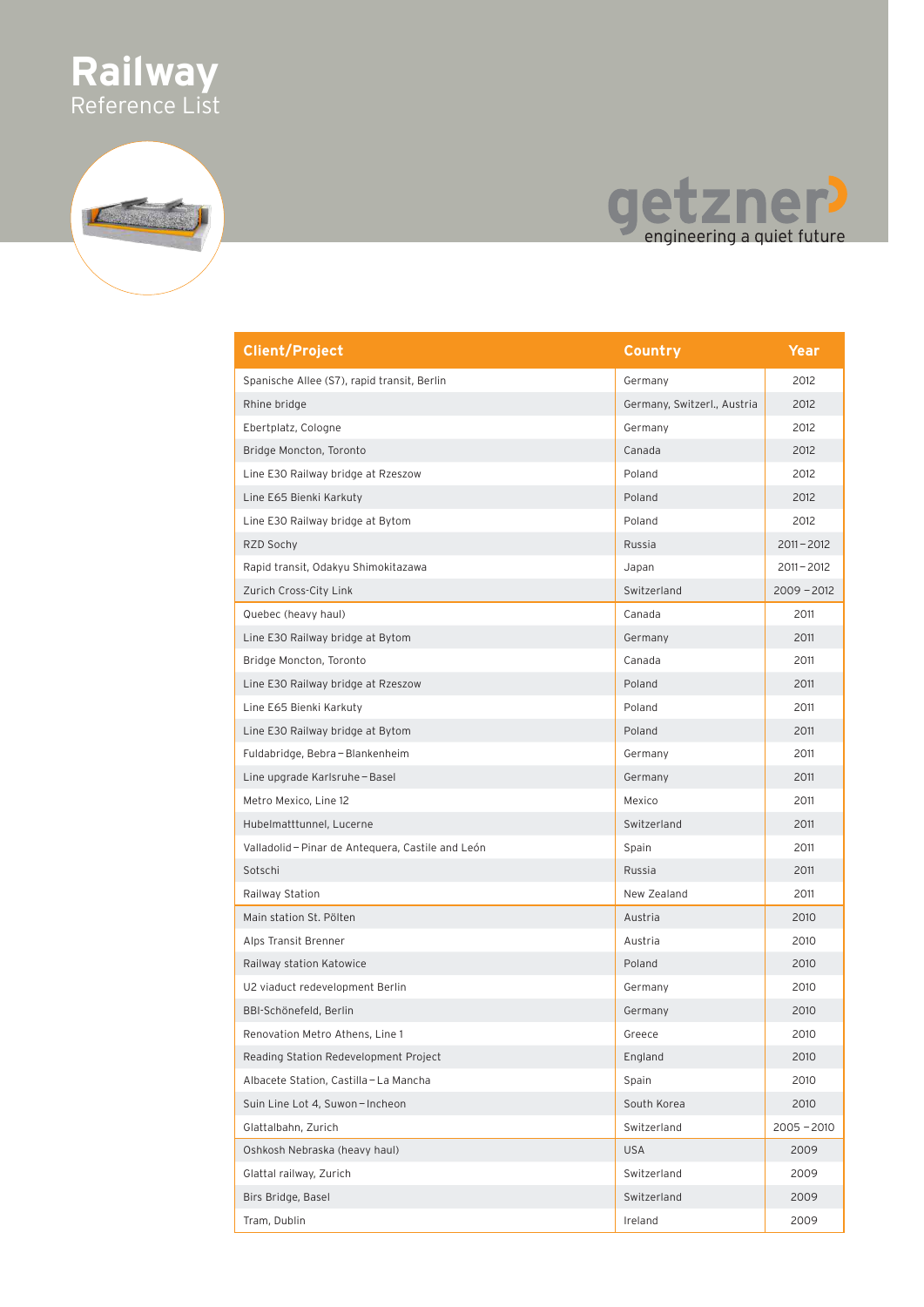# Railway

Reference List

getzner
engineering a quiet future

| Client/Project | Country | Year |
|---|---|---|
| Spanische Allee (S7), rapid transit, Berlin | Germany | 2012 |
| Rhine bridge | Germany, Switzerl., Austria | 2012 |
| Ebertplatz, Cologne | Germany | 2012 |
| Bridge Moncton, Toronto | Canada | 2012 |
| Line E30 Railway bridge at Rzeszow | Poland | 2012 |
| Line E65 Bienki Karkuty | Poland | 2012 |
| Line E30 Railway bridge at Bytom | Poland | 2012 |
| RZD Sochy | Russia | 2011 – 2012 |
| Rapid transit, Odakyu Shimokitazawa | Japan | 2011 – 2012 |
| Zurich Cross-City Link | Switzerland | 2009 – 2012 |
| Quebec (heavy haul) | Canada | 2011 |
| Line E30 Railway bridge at Bytom | Germany | 2011 |
| Bridge Moncton, Toronto | Canada | 2011 |
| Line E30 Railway bridge at Rzeszow | Poland | 2011 |
| Line E65 Bienki Karkuty | Poland | 2011 |
| Line E30 Railway bridge at Bytom | Poland | 2011 |
| Fuldabridge, Bebra – Blankenheim | Germany | 2011 |
| Line upgrade Karlsruhe – Basel | Germany | 2011 |
| Metro Mexico, Line 12 | Mexico | 2011 |
| Hubelmatttunnel, Lucerne | Switzerland | 2011 |
| Valladolid – Pinar de Antequera, Castile and León | Spain | 2011 |
| Sotschi | Russia | 2011 |
| Railway Station | New Zealand | 2011 |
| Main station St. Pölten | Austria | 2010 |
| Alps Transit Brenner | Austria | 2010 |
| Railway station Katowice | Poland | 2010 |
| U2 viaduct redevelopment Berlin | Germany | 2010 |
| BBI-Schönefeld, Berlin | Germany | 2010 |
| Renovation Metro Athens, Line 1 | Greece | 2010 |
| Reading Station Redevelopment Project | England | 2010 |
| Albacete Station, Castilla – La Mancha | Spain | 2010 |
| Suin Line Lot 4, Suwon – Incheon | South Korea | 2010 |
| Glattalbahn, Zurich | Switzerland | 2005 – 2010 |
| Oshkosh Nebraska (heavy haul) | USA | 2009 |
| Glattal railway, Zurich | Switzerland | 2009 |
| Birs Bridge, Basel | Switzerland | 2009 |
| Tram, Dublin | Ireland | 2009 |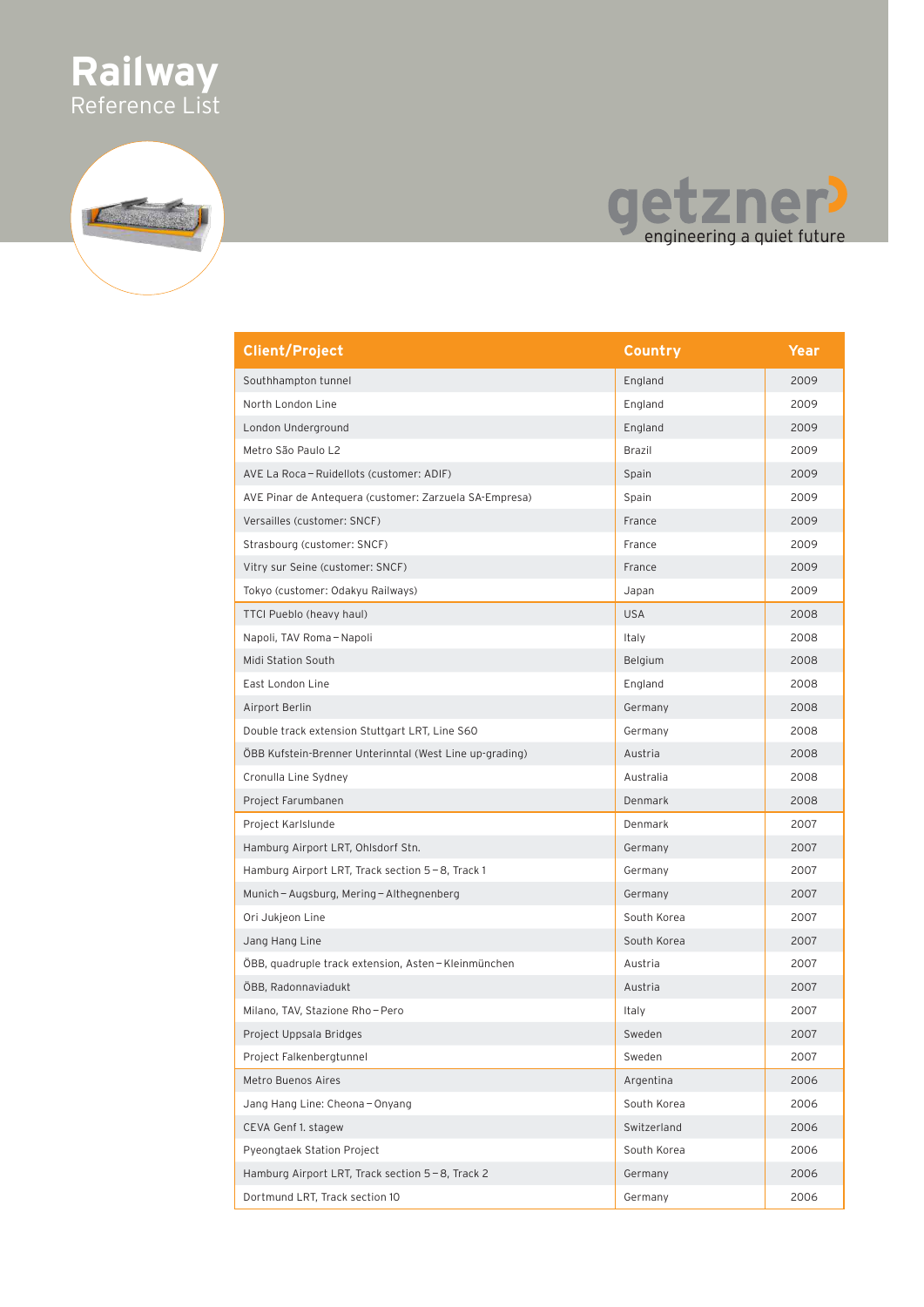# Railway
## Reference List

getzner engineering a quiet future

| Client/Project | Country | Year |
|---|---|---|
| Southhampton tunnel | England | 2009 |
| North London Line | England | 2009 |
| London Underground | England | 2009 |
| Metro São Paulo L2 | Brazil | 2009 |
| AVE La Roca – Ruidellots (customer: ADIF) | Spain | 2009 |
| AVE Pinar de Antequera (customer: Zarzuela SA-Empresa) | Spain | 2009 |
| Versailles (customer: SNCF) | France | 2009 |
| Strasbourg (customer: SNCF) | France | 2009 |
| Vitry sur Seine (customer: SNCF) | France | 2009 |
| Tokyo (customer: Odakyu Railways) | Japan | 2009 |
| TTCI Pueblo (heavy haul) | USA | 2008 |
| Napoli, TAV Roma – Napoli | Italy | 2008 |
| Midi Station South | Belgium | 2008 |
| East London Line | England | 2008 |
| Airport Berlin | Germany | 2008 |
| Double track extension Stuttgart LRT, Line S60 | Germany | 2008 |
| ÖBB Kufstein-Brenner Unterinntal (West Line up-grading) | Austria | 2008 |
| Cronulla Line Sydney | Australia | 2008 |
| Project Farumbanen | Denmark | 2008 |
| Project Karlslunde | Denmark | 2007 |
| Hamburg Airport LRT, Ohlsdorf Stn. | Germany | 2007 |
| Hamburg Airport LRT, Track section 5 – 8, Track 1 | Germany | 2007 |
| Munich – Augsburg, Mering – Althegnenberg | Germany | 2007 |
| Ori Jukjeon Line | South Korea | 2007 |
| Jang Hang Line | South Korea | 2007 |
| ÖBB, quadruple track extension, Asten – Kleinmünchen | Austria | 2007 |
| ÖBB, Radonnaviadukt | Austria | 2007 |
| Milano, TAV, Stazione Rho – Pero | Italy | 2007 |
| Project Uppsala Bridges | Sweden | 2007 |
| Project Falkenbergtunnel | Sweden | 2007 |
| Metro Buenos Aires | Argentina | 2006 |
| Jang Hang Line: Cheona – Onyang | South Korea | 2006 |
| CEVA Genf 1. stagew | Switzerland | 2006 |
| Pyeongtaek Station Project | South Korea | 2006 |
| Hamburg Airport LRT, Track section 5 – 8, Track 2 | Germany | 2006 |
| Dortmund LRT, Track section 10 | Germany | 2006 |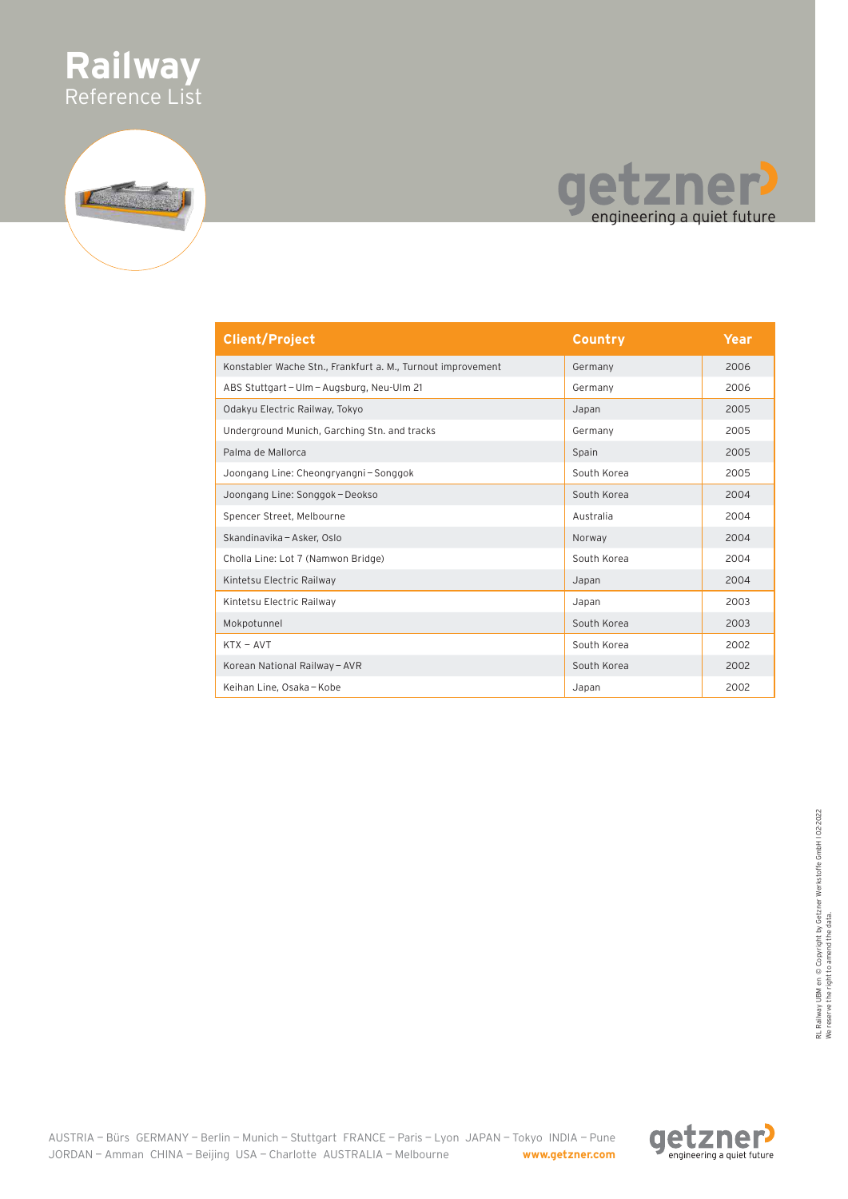# Railway
Reference List

getzner
engineering a quiet future

| Client/Project | Country | Year |
|---|---|---|
| Konstabler Wache Stn., Frankfurt a. M., Turnout improvement | Germany | 2006 |
| ABS Stuttgart – Ulm – Augsburg, Neu-Ulm 21 | Germany | 2006 |
| Odakyu Electric Railway, Tokyo | Japan | 2005 |
| Underground Munich, Garching Stn. and tracks | Germany | 2005 |
| Palma de Mallorca | Spain | 2005 |
| Joongang Line: Cheongryangni – Songgok | South Korea | 2005 |
| Joongang Line: Songgok – Deokso | South Korea | 2004 |
| Spencer Street, Melbourne | Australia | 2004 |
| Skandinavika – Asker, Oslo | Norway | 2004 |
| Cholla Line: Lot 7 (Namwon Bridge) | South Korea | 2004 |
| Kintetsu Electric Railway | Japan | 2004 |
| Kintetsu Electric Railway | Japan | 2003 |
| Mokpotunnel | South Korea | 2003 |
| KTX – AVT | South Korea | 2002 |
| Korean National Railway – AVR | South Korea | 2002 |
| Keihan Line, Osaka – Kobe | Japan | 2002 |

RL Railway UBM en © Copyright by Getzner Werkstoffe GmbH I 02.2022
We reserve the right to amend the data.

AUSTRIA – Bürs GERMANY – Berlin – Munich – Stuttgart FRANCE – Paris – Lyon JAPAN – Tokyo INDIA – Pune
JORDAN – Amman CHINA – Beijing USA – Charlotte AUSTRALIA – Melbourne **www.getzner.com**

getzner
engineering a quiet future